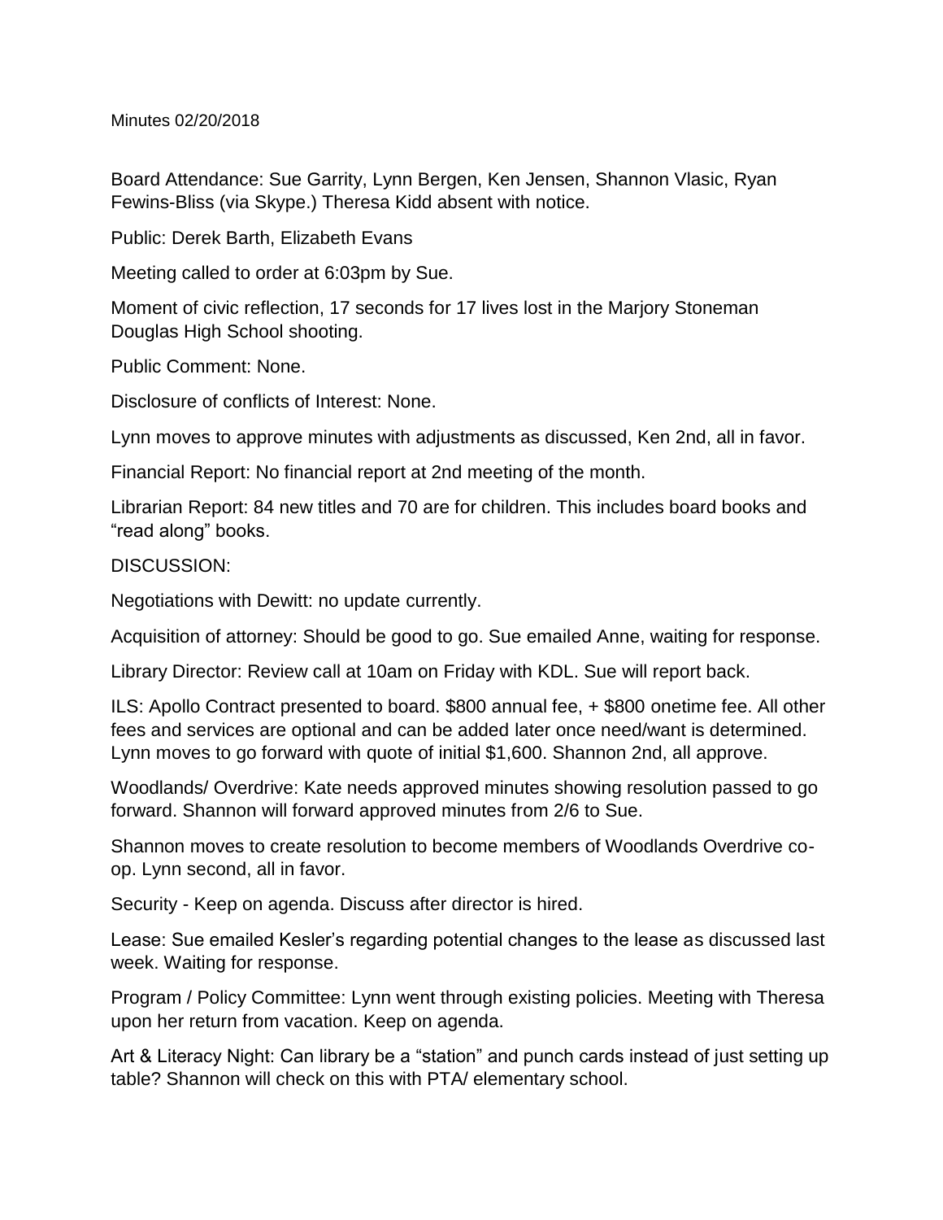Minutes 02/20/2018

Board Attendance: Sue Garrity, Lynn Bergen, Ken Jensen, Shannon Vlasic, Ryan Fewins-Bliss (via Skype.) Theresa Kidd absent with notice.

Public: Derek Barth, Elizabeth Evans

Meeting called to order at 6:03pm by Sue.

Moment of civic reflection, 17 seconds for 17 lives lost in the Marjory Stoneman Douglas High School shooting.

Public Comment: None.

Disclosure of conflicts of Interest: None.

Lynn moves to approve minutes with adjustments as discussed, Ken 2nd, all in favor.

Financial Report: No financial report at 2nd meeting of the month.

Librarian Report: 84 new titles and 70 are for children. This includes board books and "read along" books.

DISCUSSION:

Negotiations with Dewitt: no update currently.

Acquisition of attorney: Should be good to go. Sue emailed Anne, waiting for response.

Library Director: Review call at 10am on Friday with KDL. Sue will report back.

ILS: Apollo Contract presented to board. $800 annual fee, + $800 onetime fee. All other fees and services are optional and can be added later once need/want is determined. Lynn moves to go forward with quote of initial $1,600. Shannon 2nd, all approve.

Woodlands/ Overdrive: Kate needs approved minutes showing resolution passed to go forward. Shannon will forward approved minutes from 2/6 to Sue.

Shannon moves to create resolution to become members of Woodlands Overdrive co-op. Lynn second, all in favor.

Security - Keep on agenda. Discuss after director is hired.

Lease: Sue emailed Kesler's regarding potential changes to the lease as discussed last week. Waiting for response.

Program / Policy Committee: Lynn went through existing policies. Meeting with Theresa upon her return from vacation. Keep on agenda.

Art & Literacy Night: Can library be a "station" and punch cards instead of just setting up table? Shannon will check on this with PTA/ elementary school.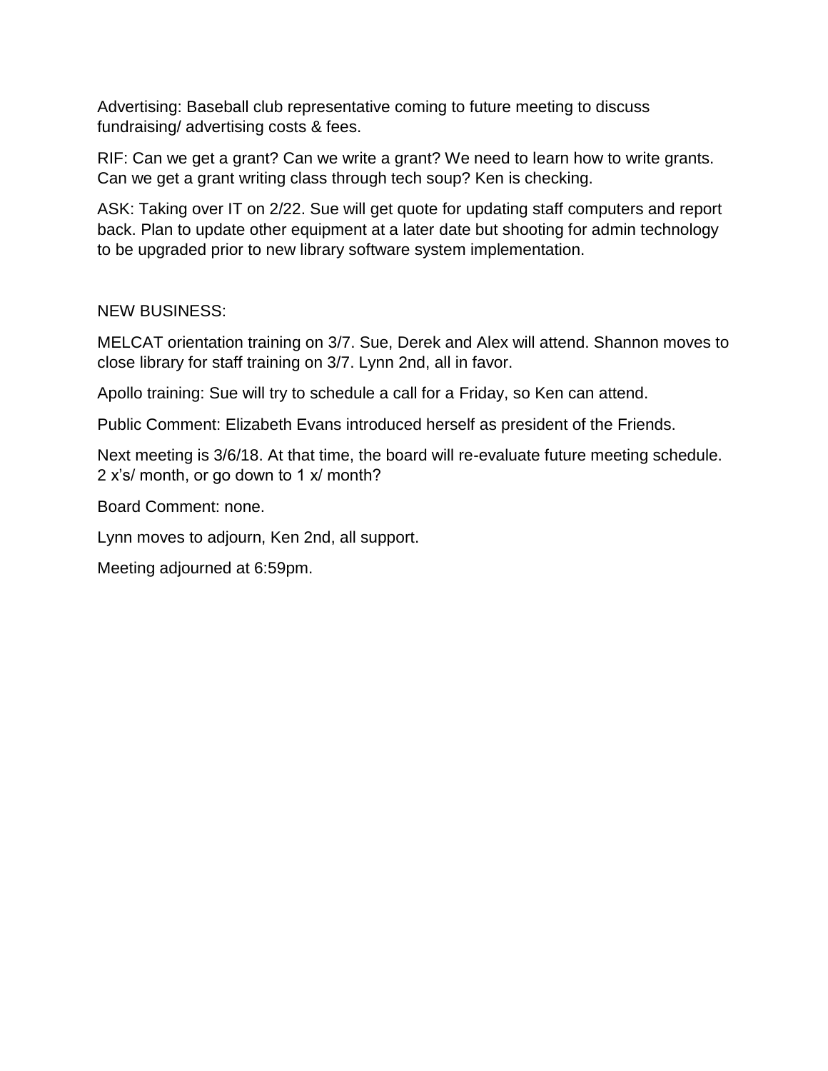Advertising: Baseball club representative coming to future meeting to discuss fundraising/ advertising costs & fees.

RIF: Can we get a grant? Can we write a grant? We need to learn how to write grants. Can we get a grant writing class through tech soup? Ken is checking.

ASK: Taking over IT on 2/22. Sue will get quote for updating staff computers and report back. Plan to update other equipment at a later date but shooting for admin technology to be upgraded prior to new library software system implementation.

NEW BUSINESS:

MELCAT orientation training on 3/7. Sue, Derek and Alex will attend. Shannon moves to close library for staff training on 3/7. Lynn 2nd, all in favor.

Apollo training: Sue will try to schedule a call for a Friday, so Ken can attend.

Public Comment: Elizabeth Evans introduced herself as president of the Friends.

Next meeting is 3/6/18. At that time, the board will re-evaluate future meeting schedule. 2 x's/ month, or go down to 1 x/ month?

Board Comment: none.

Lynn moves to adjourn, Ken 2nd, all support.

Meeting adjourned at 6:59pm.